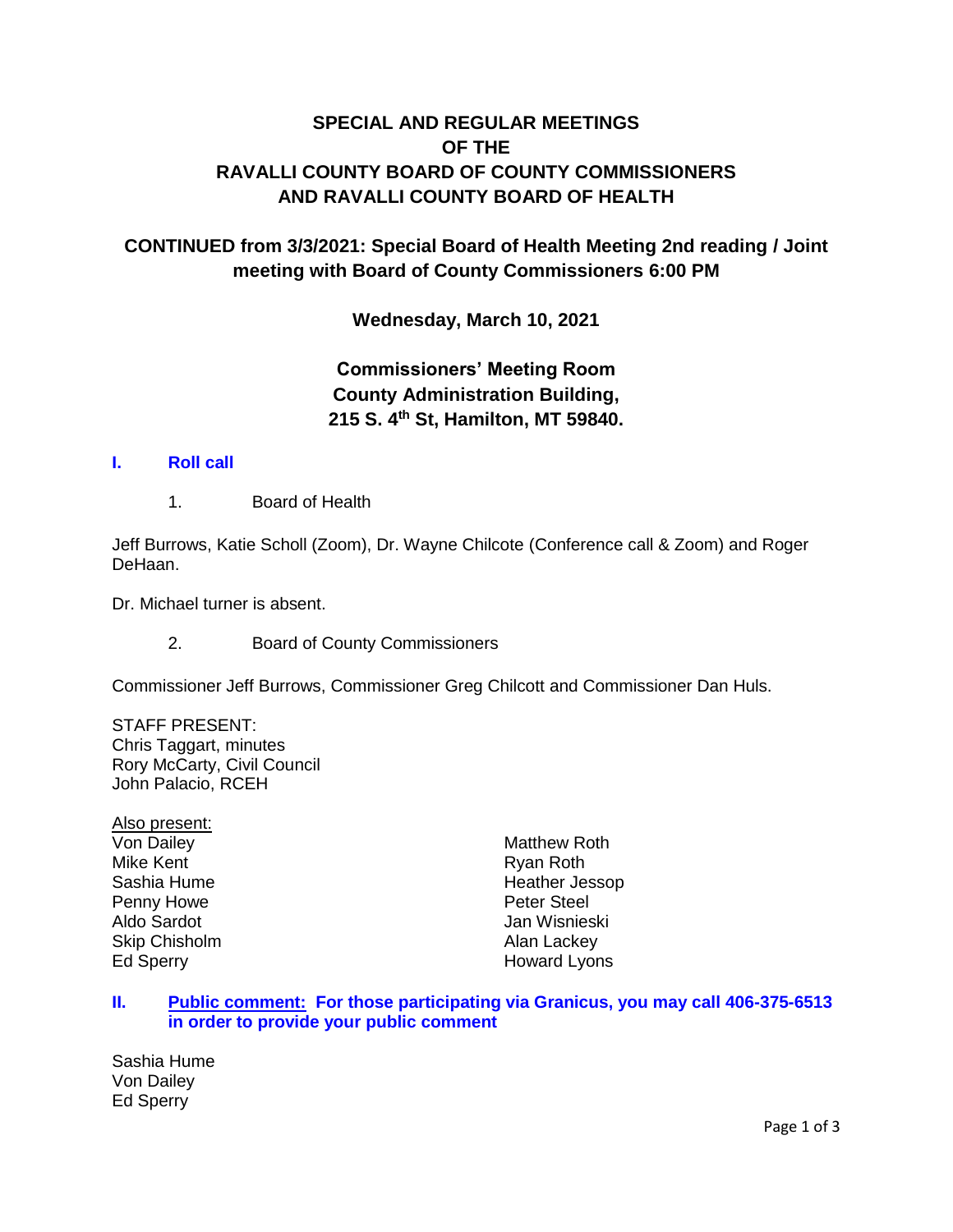# SPECIAL AND REGULAR MEETINGS OF THE RAVALLI COUNTY BOARD OF COUNTY COMMISSIONERS AND RAVALLI COUNTY BOARD OF HEALTH

## CONTINUED from 3/3/2021: Special Board of Health Meeting 2nd reading / Joint meeting with Board of County Commissioners 6:00 PM

**Wednesday, March 10, 2021**

**Commissioners' Meeting Room**
**County Administration Building,**
**215 S. 4th St, Hamilton, MT 59840.**

### I. Roll call

1. Board of Health

Jeff Burrows, Katie Scholl (Zoom), Dr. Wayne Chilcote (Conference call & Zoom) and Roger DeHaan.

Dr. Michael turner is absent.

2. Board of County Commissioners

Commissioner Jeff Burrows, Commissioner Greg Chilcott and Commissioner Dan Huls.

STAFF PRESENT:
Chris Taggart, minutes
Rory McCarty, Civil Council
John Palacio, RCEH

Also present:
Von Dailey
Mike Kent
Sashia Hume
Penny Howe
Aldo Sardot
Skip Chisholm
Ed Sperry
Matthew Roth
Ryan Roth
Heather Jessop
Peter Steel
Jan Wisnieski
Alan Lackey
Howard Lyons

### II. Public comment: For those participating via Granicus, you may call 406-375-6513 in order to provide your public comment

Sashia Hume
Von Dailey
Ed Sperry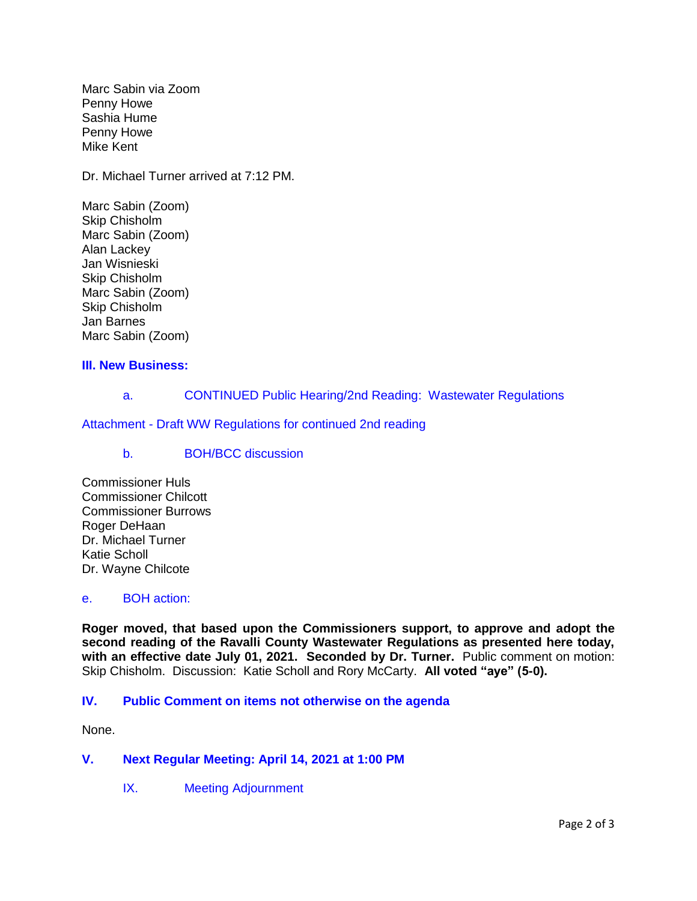Marc Sabin via Zoom
Penny Howe
Sashia Hume
Penny Howe
Mike Kent

Dr. Michael Turner arrived at 7:12 PM.

Marc Sabin (Zoom)
Skip Chisholm
Marc Sabin (Zoom)
Alan Lackey
Jan Wisnieski
Skip Chisholm
Marc Sabin (Zoom)
Skip Chisholm
Jan Barnes
Marc Sabin (Zoom)

## III. New Business:

a. CONTINUED Public Hearing/2nd Reading: Wastewater Regulations

Attachment - Draft WW Regulations for continued 2nd reading

b. BOH/BCC discussion

Commissioner Huls
Commissioner Chilcott
Commissioner Burrows
Roger DeHaan
Dr. Michael Turner
Katie Scholl
Dr. Wayne Chilcote

e. BOH action:

**Roger moved, that based upon the Commissioners support, to approve and adopt the second reading of the Ravalli County Wastewater Regulations as presented here today, with an effective date July 01, 2021. Seconded by Dr. Turner.** Public comment on motion: Skip Chisholm. Discussion: Katie Scholl and Rory McCarty. **All voted "aye" (5-0).**

## IV. Public Comment on items not otherwise on the agenda

None.

## V. Next Regular Meeting: April 14, 2021 at 1:00 PM

IX. Meeting Adjournment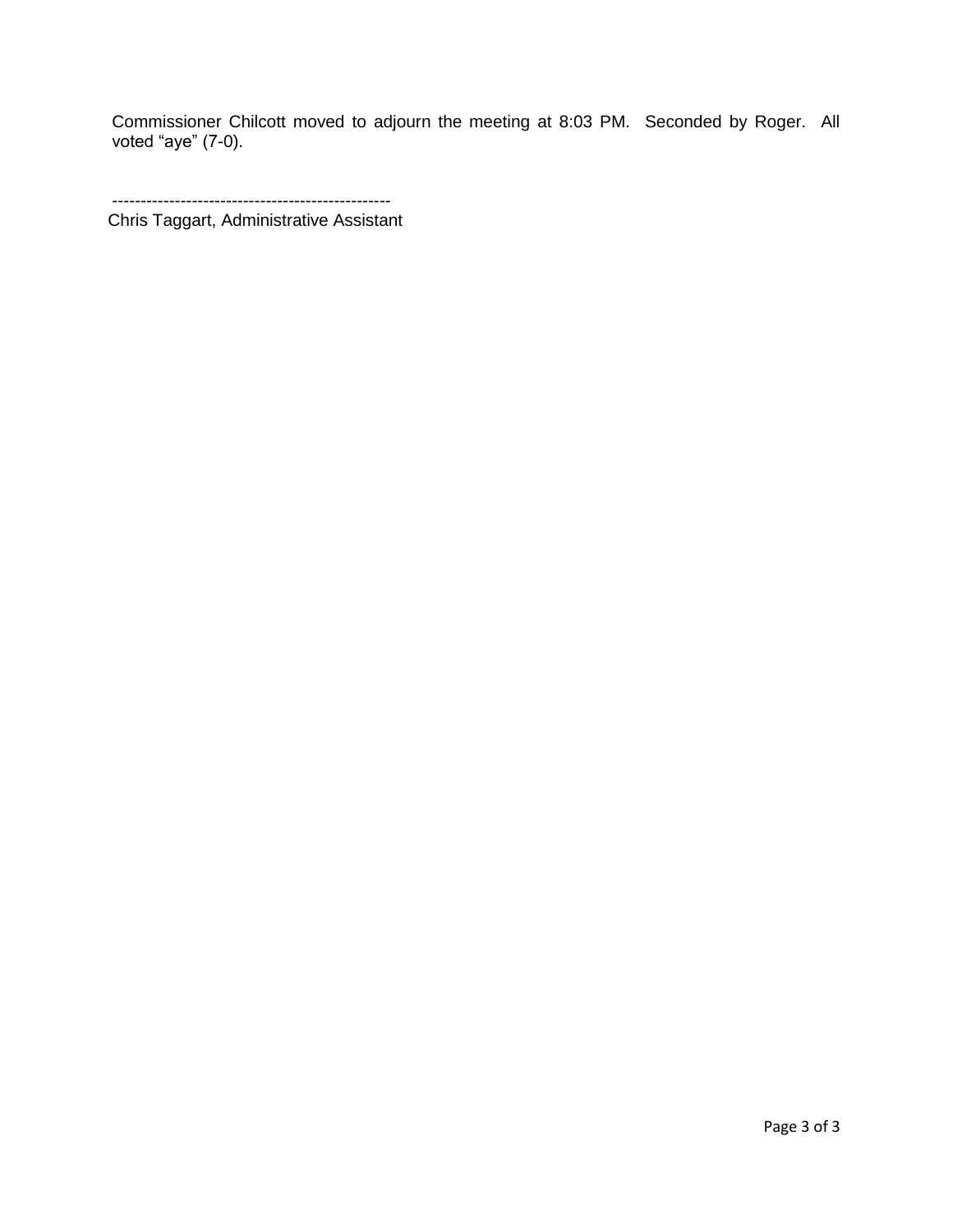Commissioner Chilcott moved to adjourn the meeting at 8:03 PM. Seconded by Roger. All voted “aye” (7-0).

-------------------------------------------------

Chris Taggart, Administrative Assistant